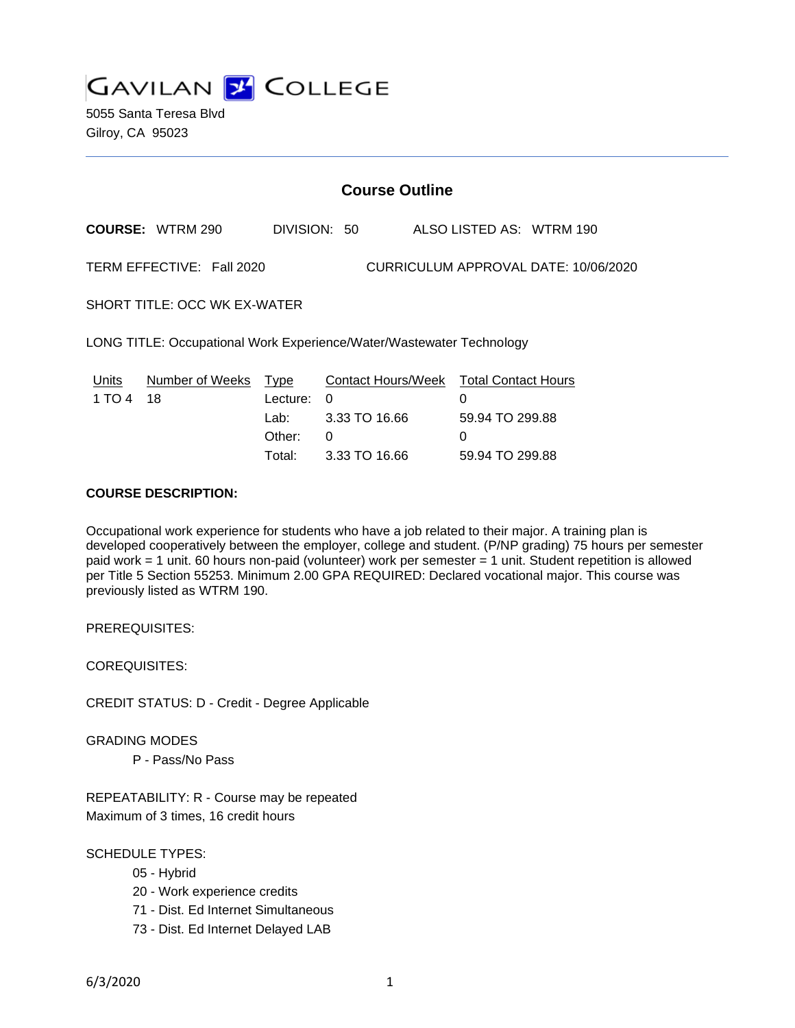# GAVILAN COLLEGE

5055 Santa Teresa Blvd
Gilroy, CA 95023

## Course Outline

**COURSE:** WTRM 290 DIVISION: 50 ALSO LISTED AS: WTRM 190

TERM EFFECTIVE: Fall 2020 CURRICULUM APPROVAL DATE: 10/06/2020

SHORT TITLE: OCC WK EX-WATER

LONG TITLE: Occupational Work Experience/Water/Wastewater Technology

| Units | Number of Weeks | Type | Contact Hours/Week | Total Contact Hours |
|---|---|---|---|---|
| 1 TO 4 | 18 | Lecture: | 0 | 0 |
| | | Lab: | 3.33 TO 16.66 | 59.94 TO 299.88 |
| | | Other: | 0 | 0 |
| | | Total: | 3.33 TO 16.66 | 59.94 TO 299.88 |

**COURSE DESCRIPTION:**

Occupational work experience for students who have a job related to their major. A training plan is developed cooperatively between the employer, college and student. (P/NP grading) 75 hours per semester paid work = 1 unit. 60 hours non-paid (volunteer) work per semester = 1 unit. Student repetition is allowed per Title 5 Section 55253. Minimum 2.00 GPA REQUIRED: Declared vocational major. This course was previously listed as WTRM 190.

PREREQUISITES:

COREQUISITES:

CREDIT STATUS: D - Credit - Degree Applicable

GRADING MODES

- P - Pass/No Pass

REPEATABILITY: R - Course may be repeated
Maximum of 3 times, 16 credit hours

SCHEDULE TYPES:

- 05 - Hybrid
- 20 - Work experience credits
- 71 - Dist. Ed Internet Simultaneous
- 73 - Dist. Ed Internet Delayed LAB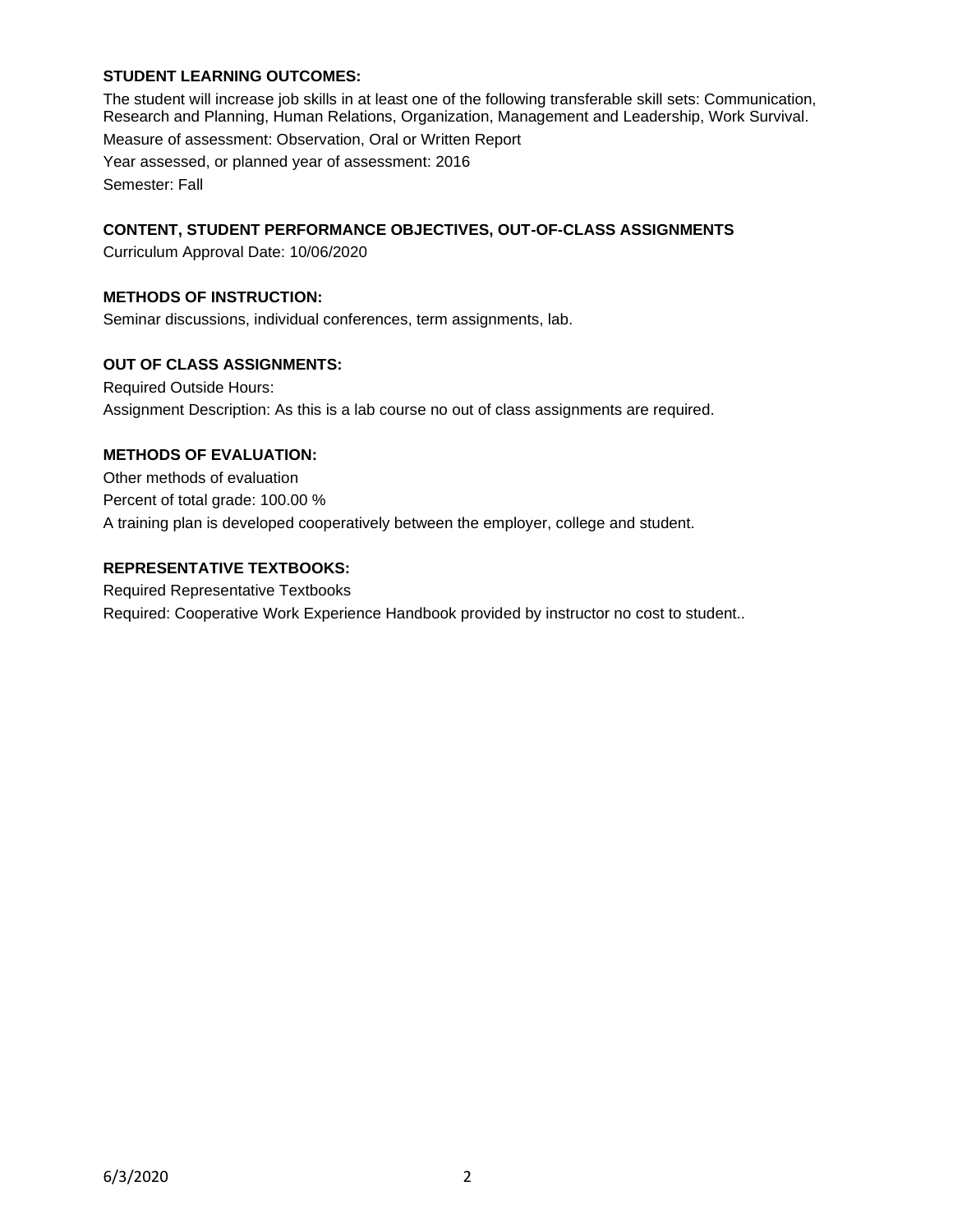**STUDENT LEARNING OUTCOMES:**

The student will increase job skills in at least one of the following transferable skill sets: Communication, Research and Planning, Human Relations, Organization, Management and Leadership, Work Survival.

Measure of assessment: Observation, Oral or Written Report

Year assessed, or planned year of assessment: 2016

Semester: Fall

**CONTENT, STUDENT PERFORMANCE OBJECTIVES, OUT-OF-CLASS ASSIGNMENTS**

Curriculum Approval Date: 10/06/2020

**METHODS OF INSTRUCTION:**

Seminar discussions, individual conferences, term assignments, lab.

**OUT OF CLASS ASSIGNMENTS:**

Required Outside Hours:

Assignment Description: As this is a lab course no out of class assignments are required.

**METHODS OF EVALUATION:**

Other methods of evaluation

Percent of total grade: 100.00 %

A training plan is developed cooperatively between the employer, college and student.

**REPRESENTATIVE TEXTBOOKS:**

Required Representative Textbooks

Required: Cooperative Work Experience Handbook provided by instructor no cost to student..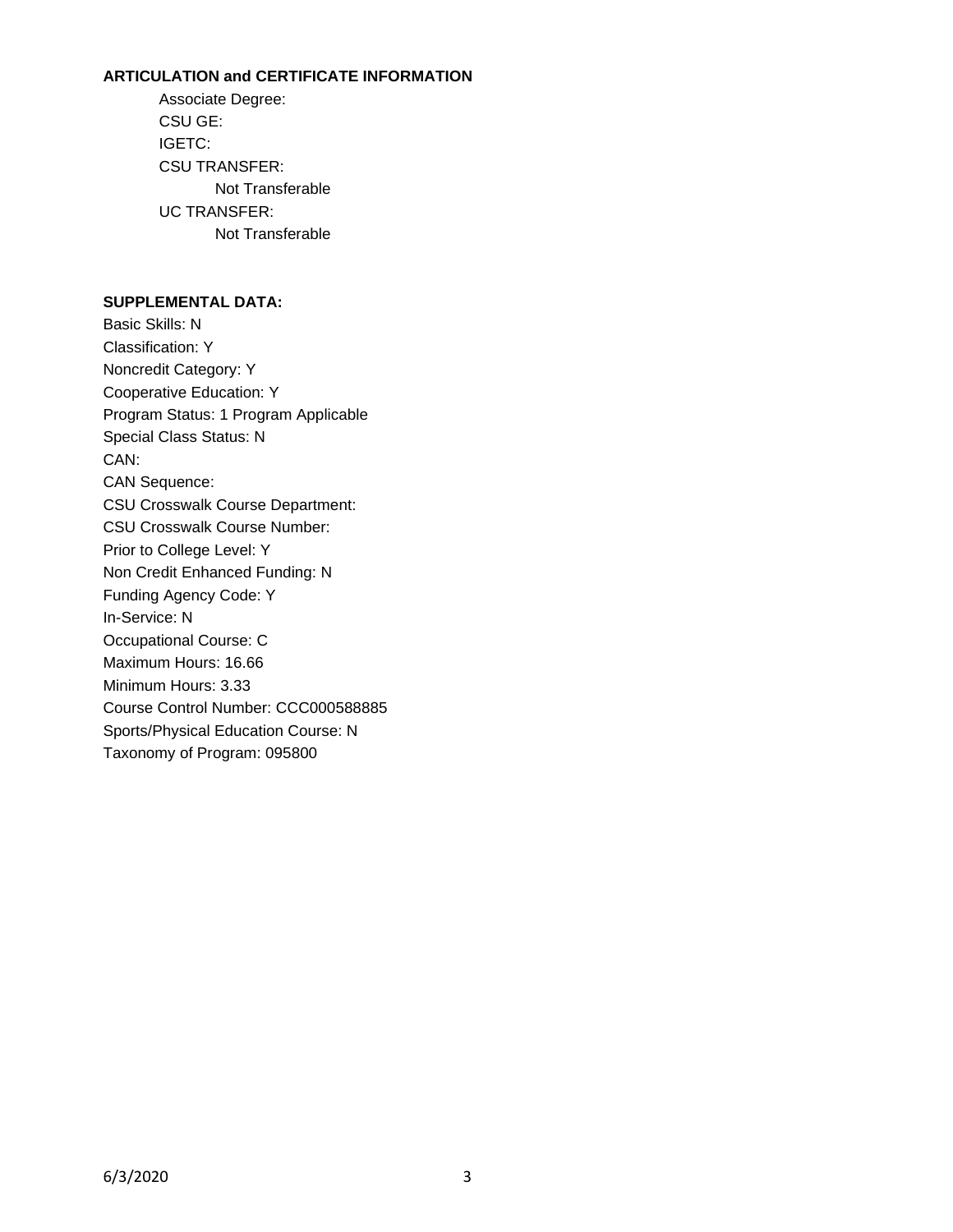**ARTICULATION and CERTIFICATE INFORMATION**

Associate Degree:

CSU GE:

IGETC:

CSU TRANSFER:

Not Transferable

UC TRANSFER:

Not Transferable

**SUPPLEMENTAL DATA:**

Basic Skills: N

Classification: Y

Noncredit Category: Y

Cooperative Education: Y

Program Status: 1 Program Applicable

Special Class Status: N

CAN:

CAN Sequence:

CSU Crosswalk Course Department:

CSU Crosswalk Course Number:

Prior to College Level: Y

Non Credit Enhanced Funding: N

Funding Agency Code: Y

In-Service: N

Occupational Course: C

Maximum Hours: 16.66

Minimum Hours: 3.33

Course Control Number: CCC000588885

Sports/Physical Education Course: N

Taxonomy of Program: 095800